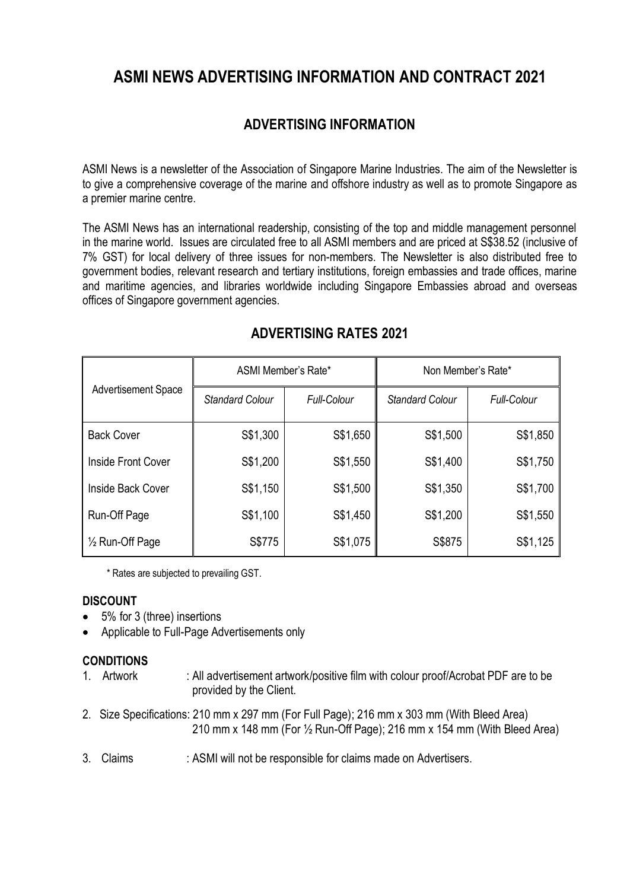# ASMI NEWS ADVERTISING INFORMATION AND CONTRACT 2021

## ADVERTISING INFORMATION

ASMI News is a newsletter of the Association of Singapore Marine Industries. The aim of the Newsletter is to give a comprehensive coverage of the marine and offshore industry as well as to promote Singapore as a premier marine centre.

The ASMI News has an international readership, consisting of the top and middle management personnel in the marine world. Issues are circulated free to all ASMI members and are priced at S$38.52 (inclusive of 7% GST) for local delivery of three issues for non-members. The Newsletter is also distributed free to government bodies, relevant research and tertiary institutions, foreign embassies and trade offices, marine and maritime agencies, and libraries worldwide including Singapore Embassies abroad and overseas offices of Singapore government agencies.

## ADVERTISING RATES 2021

| Advertisement Space | ASMI Member's Rate* | | Non Member's Rate* | |
|---|---|---|---|---|
| | *Standard Colour* | *Full-Colour* | *Standard Colour* | *Full-Colour* |
| Back Cover | S$1,300 | S$1,650 | S$1,500 | S$1,850 |
| Inside Front Cover | S$1,200 | S$1,550 | S$1,400 | S$1,750 |
| Inside Back Cover | S$1,150 | S$1,500 | S$1,350 | S$1,700 |
| Run-Off Page | S$1,100 | S$1,450 | S$1,200 | S$1,550 |
| ½ Run-Off Page | S$775 | S$1,075 | S$875 | S$1,125 |

\* Rates are subjected to prevailing GST.

**DISCOUNT**

- 5% for 3 (three) insertions
- Applicable to Full-Page Advertisements only

**CONDITIONS**

1. Artwork : All advertisement artwork/positive film with colour proof/Acrobat PDF are to be provided by the Client.
2. Size Specifications: 210 mm x 297 mm (For Full Page); 216 mm x 303 mm (With Bleed Area)
   210 mm x 148 mm (For ½ Run-Off Page); 216 mm x 154 mm (With Bleed Area)
3. Claims : ASMI will not be responsible for claims made on Advertisers.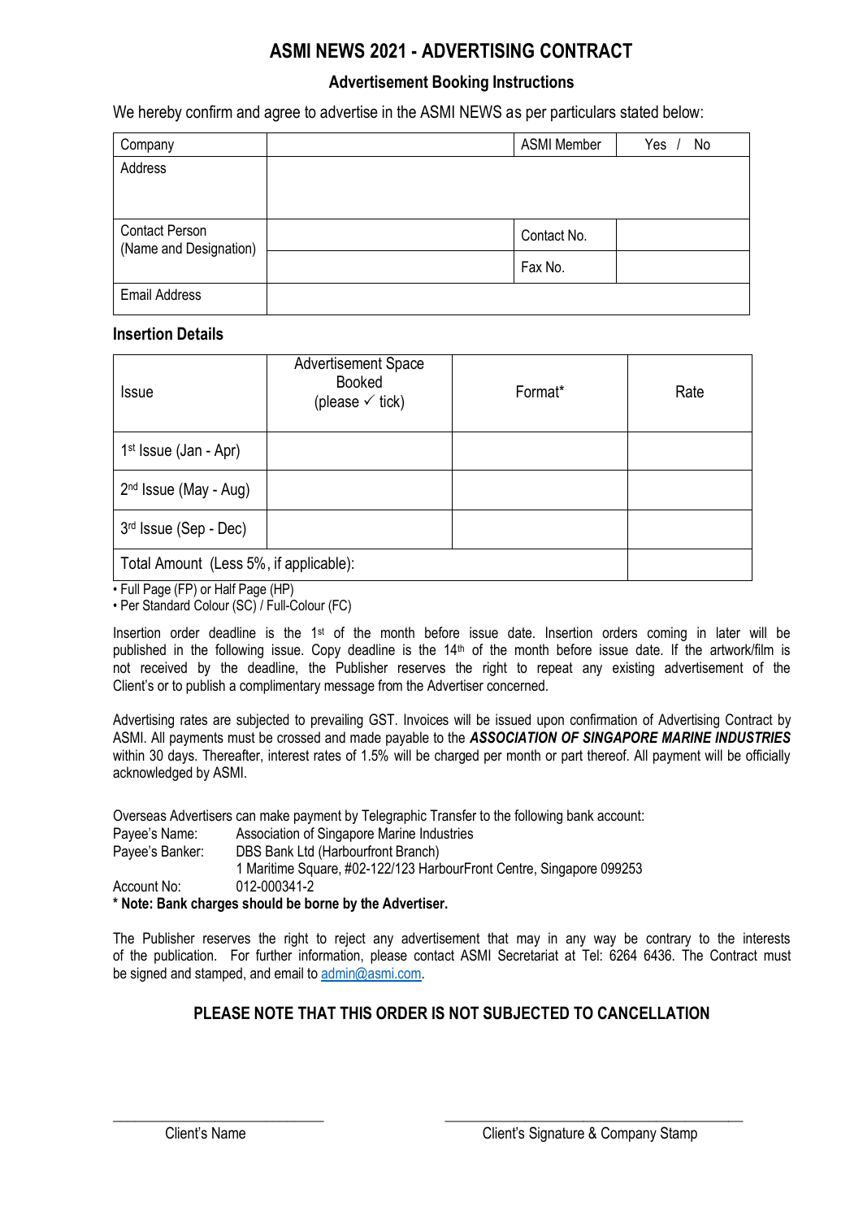# ASMI NEWS 2021 - ADVERTISING CONTRACT

### Advertisement Booking Instructions

We hereby confirm and agree to advertise in the ASMI NEWS as per particulars stated below:

| | | | |
|---|---|---|---|
| Company | | ASMI Member | Yes / No |
| Address | | | |
| Contact Person (Name and Designation) | | Contact No. | |
| | | Fax No. | |
| Email Address | | | |

### Insertion Details

| Issue | Advertisement Space Booked (please ✓ tick) | Format* | Rate |
|---|---|---|---|
| 1st Issue (Jan - Apr) | | | |
| 2nd Issue (May - Aug) | | | |
| 3rd Issue (Sep - Dec) | | | |
| Total Amount (Less 5%, if applicable): | | | |

- Full Page (FP) or Half Page (HP)
- Per Standard Colour (SC) / Full-Colour (FC)

Insertion order deadline is the 1st of the month before issue date. Insertion orders coming in later will be published in the following issue. Copy deadline is the 14th of the month before issue date. If the artwork/film is not received by the deadline, the Publisher reserves the right to repeat any existing advertisement of the Client's or to publish a complimentary message from the Advertiser concerned.

Advertising rates are subjected to prevailing GST. Invoices will be issued upon confirmation of Advertising Contract by ASMI. All payments must be crossed and made payable to the ***ASSOCIATION OF SINGAPORE MARINE INDUSTRIES*** within 30 days. Thereafter, interest rates of 1.5% will be charged per month or part thereof. All payment will be officially acknowledged by ASMI.

Overseas Advertisers can make payment by Telegraphic Transfer to the following bank account:

Payee's Name: Association of Singapore Marine Industries
Payee's Banker: DBS Bank Ltd (Harbourfront Branch)
1 Maritime Square, #02-122/123 HarbourFront Centre, Singapore 099253
Account No: 012-000341-2

**\* Note: Bank charges should be borne by the Advertiser.**

The Publisher reserves the right to reject any advertisement that may in any way be contrary to the interests of the publication. For further information, please contact ASMI Secretariat at Tel: 6264 6436. The Contract must be signed and stamped, and email to admin@asmi.com.

### PLEASE NOTE THAT THIS ORDER IS NOT SUBJECTED TO CANCELLATION

\_\_\_\_\_\_\_\_\_\_\_\_\_\_\_\_\_\_\_\_\_\_\_\_\_\_\_\_
Client's Name

\_\_\_\_\_\_\_\_\_\_\_\_\_\_\_\_\_\_\_\_\_\_\_\_\_\_\_\_
Client's Signature & Company Stamp